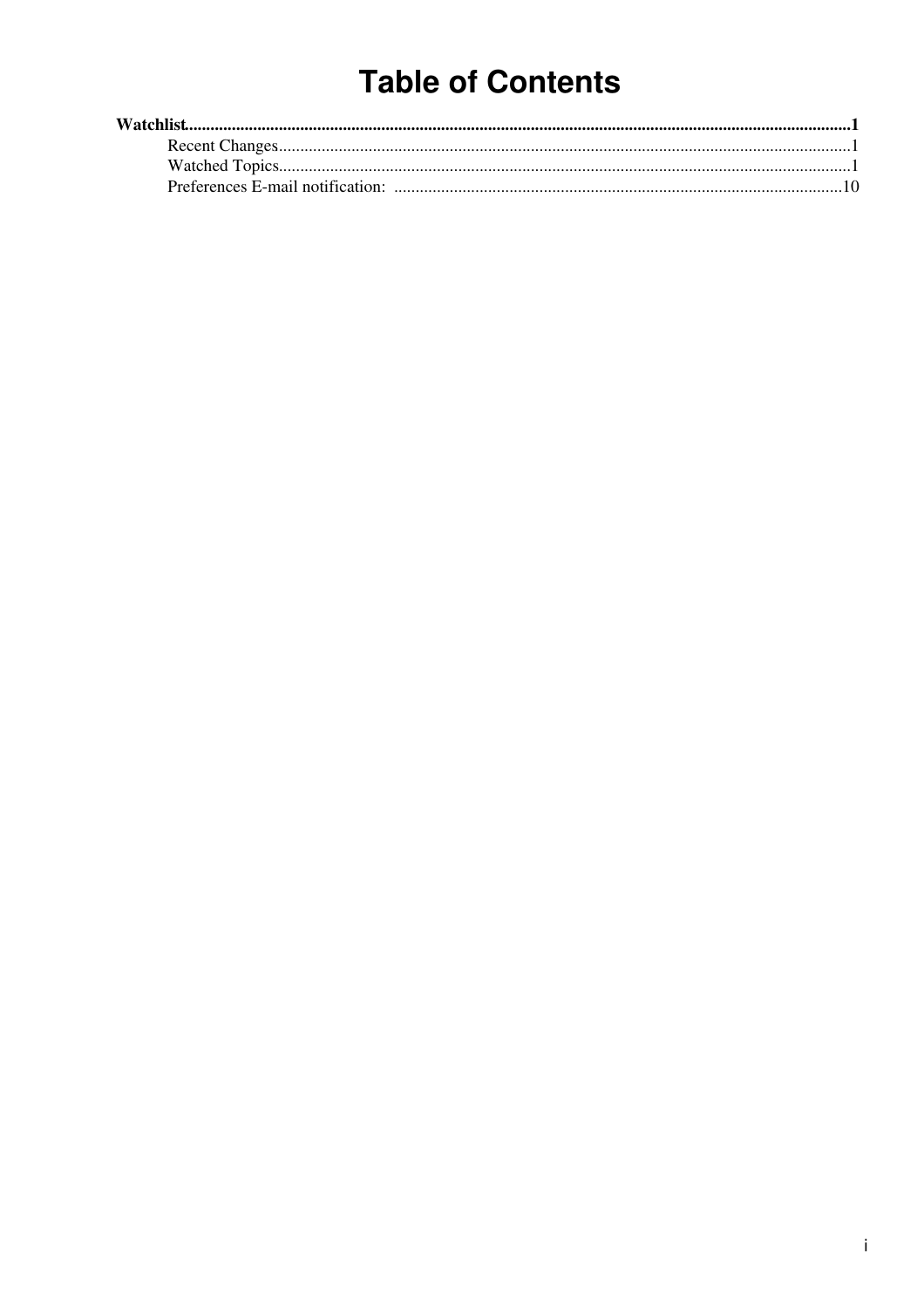# Table of Contents

**Watchlist**...................................................................................................................................................**1**

- Recent Changes.....................................................................................................................................1
- Watched Topics.....................................................................................................................................1
- Preferences E-mail notification: .......................................................................................................10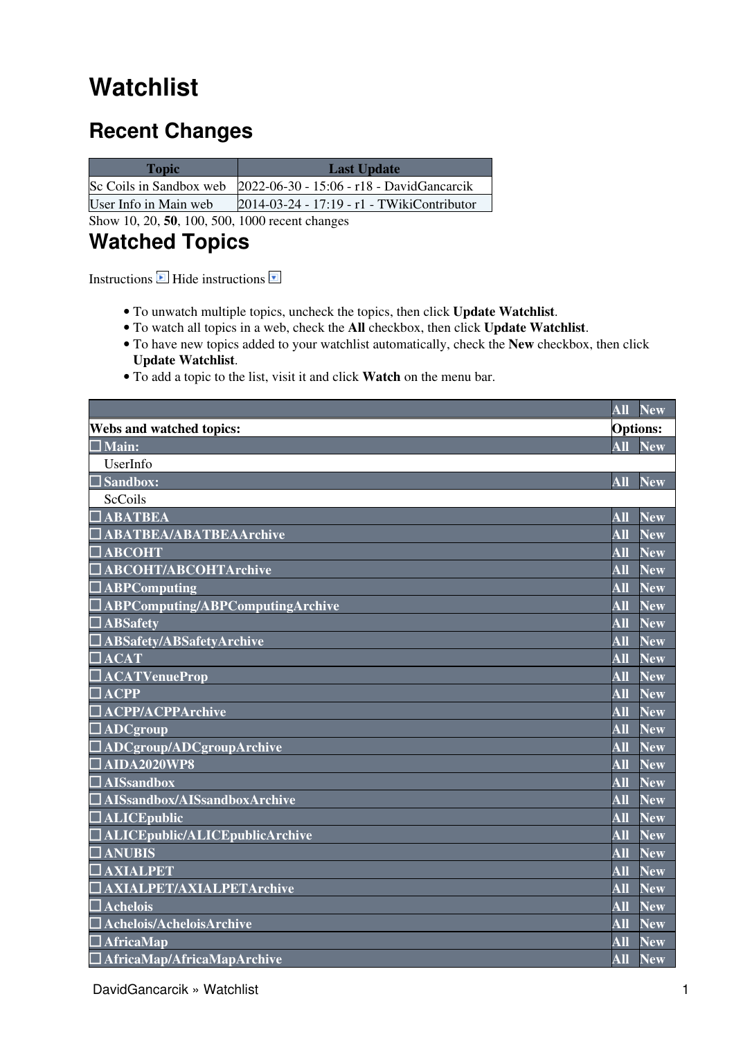# Watchlist

## Recent Changes

| Topic | Last Update |
|---|---|
| Sc Coils in Sandbox web | 2022-06-30 - 15:06 - r18 - DavidGancarcik |
| User Info in Main web | 2014-03-24 - 17:19 - r1 - TWikiContributor |

Show 10, 20, **50**, 100, 500, 1000 recent changes

## Watched Topics

Instructions Hide instructions

- To unwatch multiple topics, uncheck the topics, then click **Update Watchlist**.
- To watch all topics in a web, check the **All** checkbox, then click **Update Watchlist**.
- To have new topics added to your watchlist automatically, check the **New** checkbox, then click **Update Watchlist**.
- To add a topic to the list, visit it and click **Watch** on the menu bar.

| | All | New |
|---|---|---|
| **Webs and watched topics:** | **Options:** | |
| ☐ **Main:** | All | New |
| UserInfo | | |
| ☐ **Sandbox:** | All | New |
| ScCoils | | |
| ☐ **ABATBEA** | All | New |
| ☐ **ABATBEA/ABATBEAArchive** | All | New |
| ☐ **ABCOHT** | All | New |
| ☐ **ABCOHT/ABCOHTArchive** | All | New |
| ☐ **ABPComputing** | All | New |
| ☐ **ABPComputing/ABPComputingArchive** | All | New |
| ☐ **ABSafety** | All | New |
| ☐ **ABSafety/ABSafetyArchive** | All | New |
| ☐ **ACAT** | All | New |
| ☐ **ACATVenueProp** | All | New |
| ☐ **ACPP** | All | New |
| ☐ **ACPP/ACPPArchive** | All | New |
| ☐ **ADCgroup** | All | New |
| ☐ **ADCgroup/ADCgroupArchive** | All | New |
| ☐ **AIDA2020WP8** | All | New |
| ☐ **AISsandbox** | All | New |
| ☐ **AISsandbox/AISsandboxArchive** | All | New |
| ☐ **ALICEpublic** | All | New |
| ☐ **ALICEpublic/ALICEpublicArchive** | All | New |
| ☐ **ANUBIS** | All | New |
| ☐ **AXIALPET** | All | New |
| ☐ **AXIALPET/AXIALPETArchive** | All | New |
| ☐ **Achelois** | All | New |
| ☐ **Achelois/AcheloisArchive** | All | New |
| ☐ **AfricaMap** | All | New |
| ☐ **AfricaMap/AfricaMapArchive** | All | New |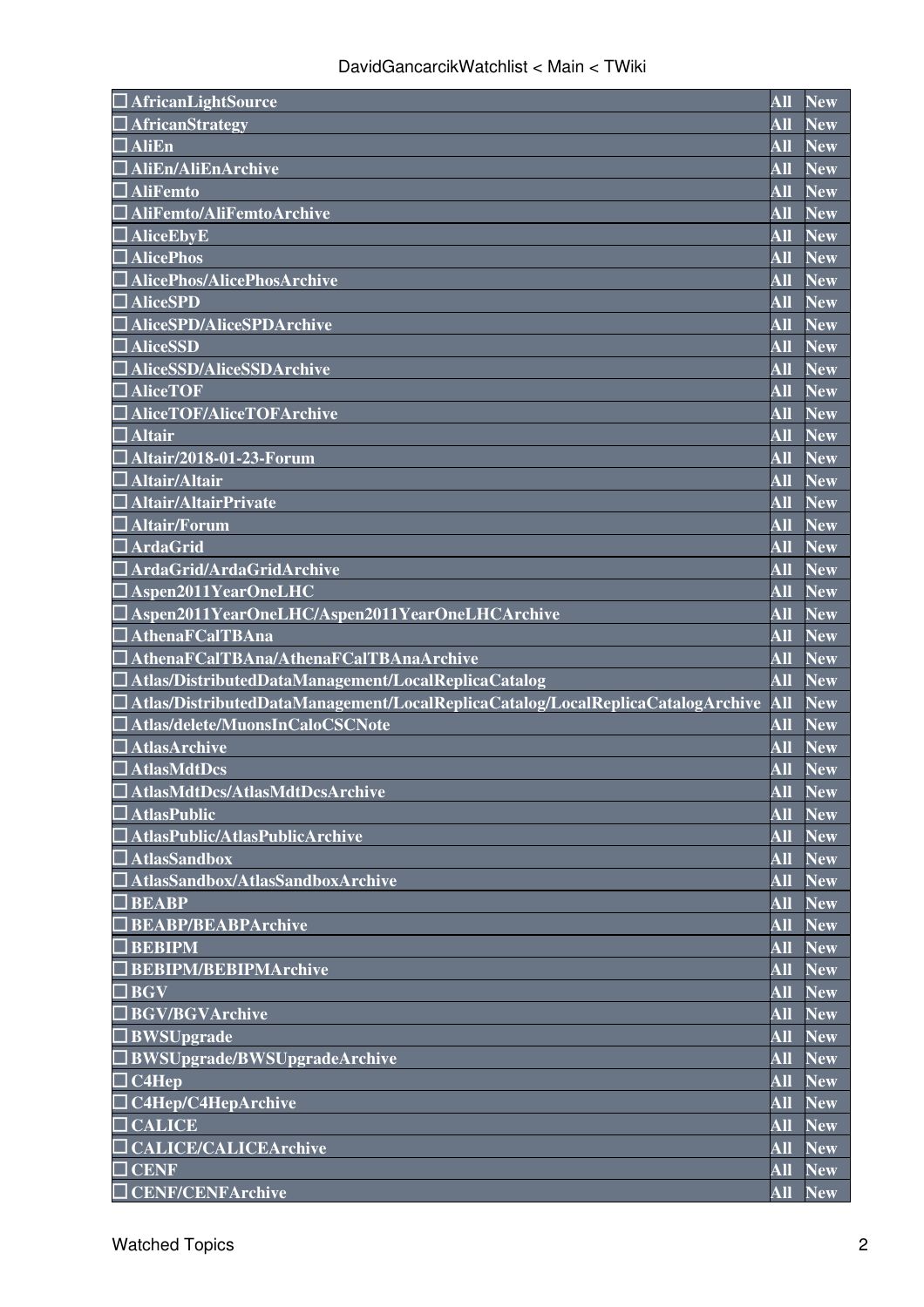| | | |
|---|---|---|
| ☐ AfricanLightSource | All | New |
| ☐ AfricanStrategy | All | New |
| ☐ AliEn | All | New |
| ☐ AliEn/AliEnArchive | All | New |
| ☐ AliFemto | All | New |
| ☐ AliFemto/AliFemtoArchive | All | New |
| ☐ AliceEbyE | All | New |
| ☐ AlicePhos | All | New |
| ☐ AlicePhos/AlicePhosArchive | All | New |
| ☐ AliceSPD | All | New |
| ☐ AliceSPD/AliceSPDArchive | All | New |
| ☐ AliceSSD | All | New |
| ☐ AliceSSD/AliceSSDArchive | All | New |
| ☐ AliceTOF | All | New |
| ☐ AliceTOF/AliceTOFArchive | All | New |
| ☐ Altair | All | New |
| ☐ Altair/2018-01-23-Forum | All | New |
| ☐ Altair/Altair | All | New |
| ☐ Altair/AltairPrivate | All | New |
| ☐ Altair/Forum | All | New |
| ☐ ArdaGrid | All | New |
| ☐ ArdaGrid/ArdaGridArchive | All | New |
| ☐ Aspen2011YearOneLHC | All | New |
| ☐ Aspen2011YearOneLHC/Aspen2011YearOneLHCArchive | All | New |
| ☐ AthenaFCalTBAna | All | New |
| ☐ AthenaFCalTBAna/AthenaFCalTBAnaArchive | All | New |
| ☐ Atlas/DistributedDataManagement/LocalReplicaCatalog | All | New |
| ☐ Atlas/DistributedDataManagement/LocalReplicaCatalog/LocalReplicaCatalogArchive | All | New |
| ☐ Atlas/delete/MuonsInCaloCSCNote | All | New |
| ☐ AtlasArchive | All | New |
| ☐ AtlasMdtDcs | All | New |
| ☐ AtlasMdtDcs/AtlasMdtDcsArchive | All | New |
| ☐ AtlasPublic | All | New |
| ☐ AtlasPublic/AtlasPublicArchive | All | New |
| ☐ AtlasSandbox | All | New |
| ☐ AtlasSandbox/AtlasSandboxArchive | All | New |
| ☐ BEABP | All | New |
| ☐ BEABP/BEABPArchive | All | New |
| ☐ BEBIPM | All | New |
| ☐ BEBIPM/BEBIPMArchive | All | New |
| ☐ BGV | All | New |
| ☐ BGV/BGVArchive | All | New |
| ☐ BWSUpgrade | All | New |
| ☐ BWSUpgrade/BWSUpgradeArchive | All | New |
| ☐ C4Hep | All | New |
| ☐ C4Hep/C4HepArchive | All | New |
| ☐ CALICE | All | New |
| ☐ CALICE/CALICEArchive | All | New |
| ☐ CENF | All | New |
| ☐ CENF/CENFArchive | All | New |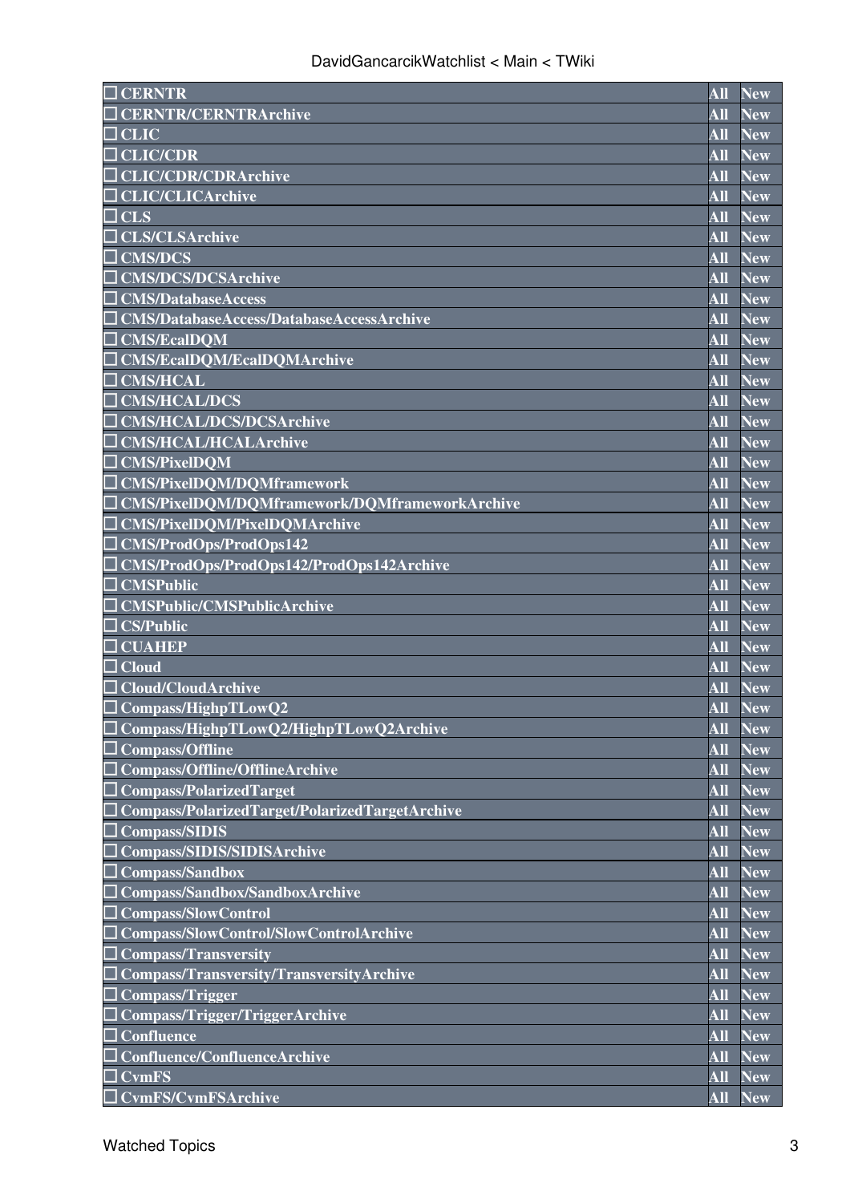| | | |
|---|---|---|
| ☐ **CERNTR** | **All** | **New** |
| ☐ **CERNTR/CERNTRArchive** | **All** | **New** |
| ☐ **CLIC** | **All** | **New** |
| ☐ **CLIC/CDR** | **All** | **New** |
| ☐ **CLIC/CDR/CDRArchive** | **All** | **New** |
| ☐ **CLIC/CLICArchive** | **All** | **New** |
| ☐ **CLS** | **All** | **New** |
| ☐ **CLS/CLSArchive** | **All** | **New** |
| ☐ **CMS/DCS** | **All** | **New** |
| ☐ **CMS/DCS/DCSArchive** | **All** | **New** |
| ☐ **CMS/DatabaseAccess** | **All** | **New** |
| ☐ **CMS/DatabaseAccess/DatabaseAccessArchive** | **All** | **New** |
| ☐ **CMS/EcalDQM** | **All** | **New** |
| ☐ **CMS/EcalDQM/EcalDQMArchive** | **All** | **New** |
| ☐ **CMS/HCAL** | **All** | **New** |
| ☐ **CMS/HCAL/DCS** | **All** | **New** |
| ☐ **CMS/HCAL/DCS/DCSArchive** | **All** | **New** |
| ☐ **CMS/HCAL/HCALArchive** | **All** | **New** |
| ☐ **CMS/PixelDQM** | **All** | **New** |
| ☐ **CMS/PixelDQM/DQMframework** | **All** | **New** |
| ☐ **CMS/PixelDQM/DQMframework/DQMframeworkArchive** | **All** | **New** |
| ☐ **CMS/PixelDQM/PixelDQMArchive** | **All** | **New** |
| ☐ **CMS/ProdOps/ProdOps142** | **All** | **New** |
| ☐ **CMS/ProdOps/ProdOps142/ProdOps142Archive** | **All** | **New** |
| ☐ **CMSPublic** | **All** | **New** |
| ☐ **CMSPublic/CMSPublicArchive** | **All** | **New** |
| ☐ **CS/Public** | **All** | **New** |
| ☐ **CUAHEP** | **All** | **New** |
| ☐ **Cloud** | **All** | **New** |
| ☐ **Cloud/CloudArchive** | **All** | **New** |
| ☐ **Compass/HighpTLowQ2** | **All** | **New** |
| ☐ **Compass/HighpTLowQ2/HighpTLowQ2Archive** | **All** | **New** |
| ☐ **Compass/Offline** | **All** | **New** |
| ☐ **Compass/Offline/OfflineArchive** | **All** | **New** |
| ☐ **Compass/PolarizedTarget** | **All** | **New** |
| ☐ **Compass/PolarizedTarget/PolarizedTargetArchive** | **All** | **New** |
| ☐ **Compass/SIDIS** | **All** | **New** |
| ☐ **Compass/SIDIS/SIDISArchive** | **All** | **New** |
| ☐ **Compass/Sandbox** | **All** | **New** |
| ☐ **Compass/Sandbox/SandboxArchive** | **All** | **New** |
| ☐ **Compass/SlowControl** | **All** | **New** |
| ☐ **Compass/SlowControl/SlowControlArchive** | **All** | **New** |
| ☐ **Compass/Transversity** | **All** | **New** |
| ☐ **Compass/Transversity/TransversityArchive** | **All** | **New** |
| ☐ **Compass/Trigger** | **All** | **New** |
| ☐ **Compass/Trigger/TriggerArchive** | **All** | **New** |
| ☐ **Confluence** | **All** | **New** |
| ☐ **Confluence/ConfluenceArchive** | **All** | **New** |
| ☐ **CvmFS** | **All** | **New** |
| ☐ **CvmFS/CvmFSArchive** | **All** | **New** |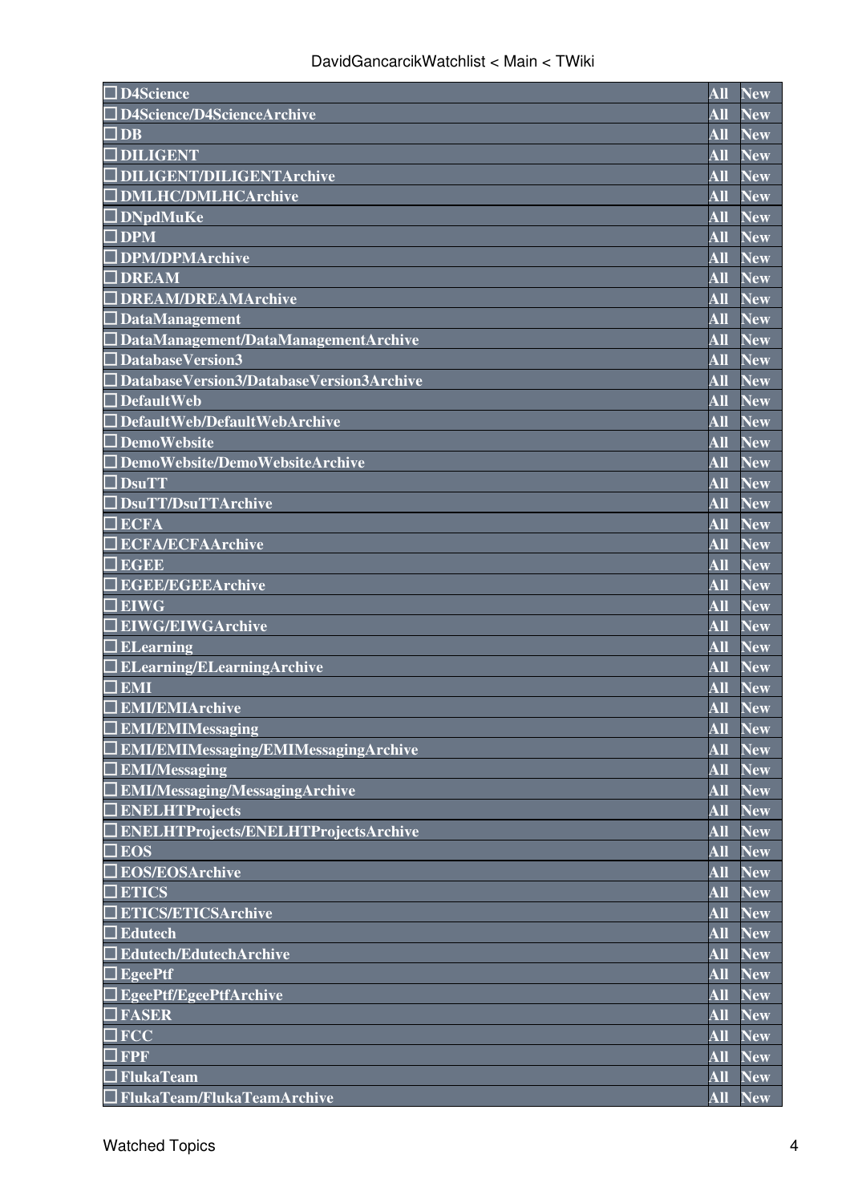| | | |
|---|---|---|
| ☐ D4Science | All | New |
| ☐ D4Science/D4ScienceArchive | All | New |
| ☐ DB | All | New |
| ☐ DILIGENT | All | New |
| ☐ DILIGENT/DILIGENTArchive | All | New |
| ☐ DMLHC/DMLHCArchive | All | New |
| ☐ DNpdMuKe | All | New |
| ☐ DPM | All | New |
| ☐ DPM/DPMArchive | All | New |
| ☐ DREAM | All | New |
| ☐ DREAM/DREAMArchive | All | New |
| ☐ DataManagement | All | New |
| ☐ DataManagement/DataManagementArchive | All | New |
| ☐ DatabaseVersion3 | All | New |
| ☐ DatabaseVersion3/DatabaseVersion3Archive | All | New |
| ☐ DefaultWeb | All | New |
| ☐ DefaultWeb/DefaultWebArchive | All | New |
| ☐ DemoWebsite | All | New |
| ☐ DemoWebsite/DemoWebsiteArchive | All | New |
| ☐ DsuTT | All | New |
| ☐ DsuTT/DsuTTArchive | All | New |
| ☐ ECFA | All | New |
| ☐ ECFA/ECFAArchive | All | New |
| ☐ EGEE | All | New |
| ☐ EGEE/EGEEArchive | All | New |
| ☐ EIWG | All | New |
| ☐ EIWG/EIWGArchive | All | New |
| ☐ ELearning | All | New |
| ☐ ELearning/ELearningArchive | All | New |
| ☐ EMI | All | New |
| ☐ EMI/EMIArchive | All | New |
| ☐ EMI/EMIMessaging | All | New |
| ☐ EMI/EMIMessaging/EMIMessagingArchive | All | New |
| ☐ EMI/Messaging | All | New |
| ☐ EMI/Messaging/MessagingArchive | All | New |
| ☐ ENELHTProjects | All | New |
| ☐ ENELHTProjects/ENELHTProjectsArchive | All | New |
| ☐ EOS | All | New |
| ☐ EOS/EOSArchive | All | New |
| ☐ ETICS | All | New |
| ☐ ETICS/ETICSArchive | All | New |
| ☐ Edutech | All | New |
| ☐ Edutech/EdutechArchive | All | New |
| ☐ EgeePtf | All | New |
| ☐ EgeePtf/EgeePtfArchive | All | New |
| ☐ FASER | All | New |
| ☐ FCC | All | New |
| ☐ FPF | All | New |
| ☐ FlukaTeam | All | New |
| ☐ FlukaTeam/FlukaTeamArchive | All | New |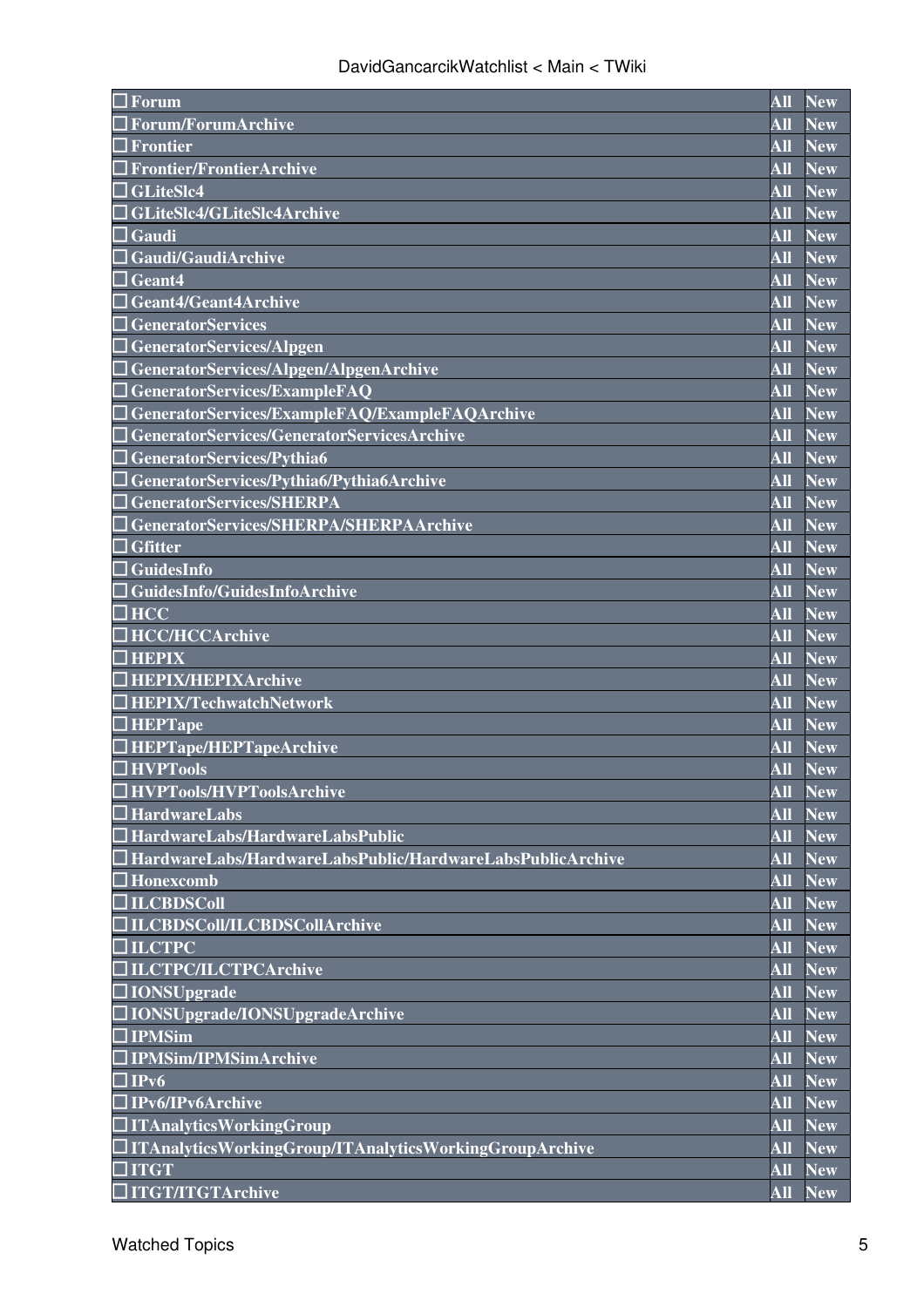| ☐ Forum | All | New |
|---|---|---|
| ☐ Forum/ForumArchive | All | New |
| ☐ Frontier | All | New |
| ☐ Frontier/FrontierArchive | All | New |
| ☐ GLiteSlc4 | All | New |
| ☐ GLiteSlc4/GLiteSlc4Archive | All | New |
| ☐ Gaudi | All | New |
| ☐ Gaudi/GaudiArchive | All | New |
| ☐ Geant4 | All | New |
| ☐ Geant4/Geant4Archive | All | New |
| ☐ GeneratorServices | All | New |
| ☐ GeneratorServices/Alpgen | All | New |
| ☐ GeneratorServices/Alpgen/AlpgenArchive | All | New |
| ☐ GeneratorServices/ExampleFAQ | All | New |
| ☐ GeneratorServices/ExampleFAQ/ExampleFAQArchive | All | New |
| ☐ GeneratorServices/GeneratorServicesArchive | All | New |
| ☐ GeneratorServices/Pythia6 | All | New |
| ☐ GeneratorServices/Pythia6/Pythia6Archive | All | New |
| ☐ GeneratorServices/SHERPA | All | New |
| ☐ GeneratorServices/SHERPA/SHERPAArchive | All | New |
| ☐ Gfitter | All | New |
| ☐ GuidesInfo | All | New |
| ☐ GuidesInfo/GuidesInfoArchive | All | New |
| ☐ HCC | All | New |
| ☐ HCC/HCCArchive | All | New |
| ☐ HEPIX | All | New |
| ☐ HEPIX/HEPIXArchive | All | New |
| ☐ HEPIX/TechwatchNetwork | All | New |
| ☐ HEPTape | All | New |
| ☐ HEPTape/HEPTapeArchive | All | New |
| ☐ HVPTools | All | New |
| ☐ HVPTools/HVPToolsArchive | All | New |
| ☐ HardwareLabs | All | New |
| ☐ HardwareLabs/HardwareLabsPublic | All | New |
| ☐ HardwareLabs/HardwareLabsPublic/HardwareLabsPublicArchive | All | New |
| ☐ Honexcomb | All | New |
| ☐ ILCBDSColl | All | New |
| ☐ ILCBDSColl/ILCBDSCollArchive | All | New |
| ☐ ILCTPC | All | New |
| ☐ ILCTPC/ILCTPCArchive | All | New |
| ☐ IONSUpgrade | All | New |
| ☐ IONSUpgrade/IONSUpgradeArchive | All | New |
| ☐ IPMSim | All | New |
| ☐ IPMSim/IPMSimArchive | All | New |
| ☐ IPv6 | All | New |
| ☐ IPv6/IPv6Archive | All | New |
| ☐ ITAnalyticsWorkingGroup | All | New |
| ☐ ITAnalyticsWorkingGroup/ITAnalyticsWorkingGroupArchive | All | New |
| ☐ ITGT | All | New |
| ☐ ITGT/ITGTArchive | All | New |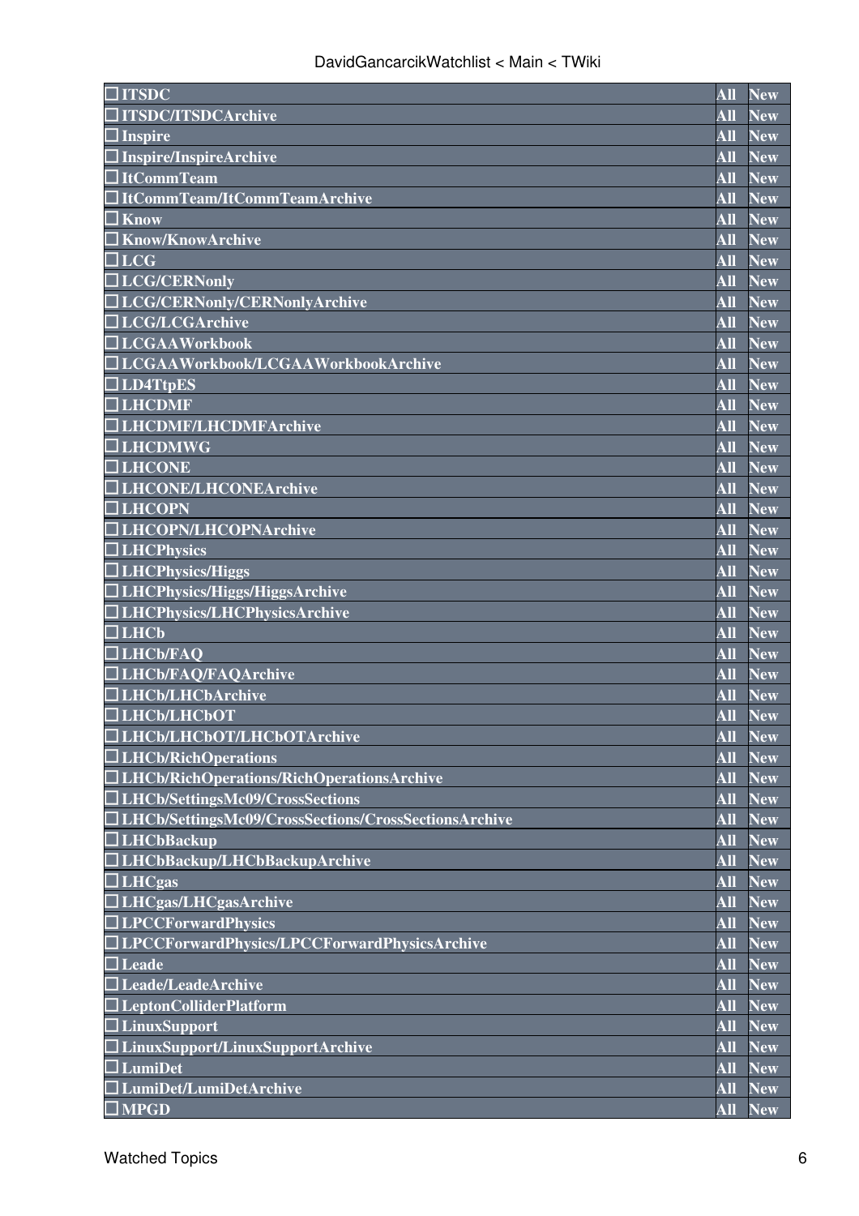| | | |
|---|---|---|
| ☐ **ITSDC** | **All** | **New** |
| ☐ **ITSDC/ITSDCArchive** | **All** | **New** |
| ☐ **Inspire** | **All** | **New** |
| ☐ **Inspire/InspireArchive** | **All** | **New** |
| ☐ **ItCommTeam** | **All** | **New** |
| ☐ **ItCommTeam/ItCommTeamArchive** | **All** | **New** |
| ☐ **Know** | **All** | **New** |
| ☐ **Know/KnowArchive** | **All** | **New** |
| ☐ **LCG** | **All** | **New** |
| ☐ **LCG/CERNonly** | **All** | **New** |
| ☐ **LCG/CERNonly/CERNonlyArchive** | **All** | **New** |
| ☐ **LCG/LCGArchive** | **All** | **New** |
| ☐ **LCGAAWorkbook** | **All** | **New** |
| ☐ **LCGAAWorkbook/LCGAAWorkbookArchive** | **All** | **New** |
| ☐ **LD4TtpES** | **All** | **New** |
| ☐ **LHCDMF** | **All** | **New** |
| ☐ **LHCDMF/LHCDMFArchive** | **All** | **New** |
| ☐ **LHCDMWG** | **All** | **New** |
| ☐ **LHCONE** | **All** | **New** |
| ☐ **LHCONE/LHCONEArchive** | **All** | **New** |
| ☐ **LHCOPN** | **All** | **New** |
| ☐ **LHCOPN/LHCOPNArchive** | **All** | **New** |
| ☐ **LHCPhysics** | **All** | **New** |
| ☐ **LHCPhysics/Higgs** | **All** | **New** |
| ☐ **LHCPhysics/Higgs/HiggsArchive** | **All** | **New** |
| ☐ **LHCPhysics/LHCPhysicsArchive** | **All** | **New** |
| ☐ **LHCb** | **All** | **New** |
| ☐ **LHCb/FAQ** | **All** | **New** |
| ☐ **LHCb/FAQ/FAQArchive** | **All** | **New** |
| ☐ **LHCb/LHCbArchive** | **All** | **New** |
| ☐ **LHCb/LHCbOT** | **All** | **New** |
| ☐ **LHCb/LHCbOT/LHCbOTArchive** | **All** | **New** |
| ☐ **LHCb/RichOperations** | **All** | **New** |
| ☐ **LHCb/RichOperations/RichOperationsArchive** | **All** | **New** |
| ☐ **LHCb/SettingsMc09/CrossSections** | **All** | **New** |
| ☐ **LHCb/SettingsMc09/CrossSections/CrossSectionsArchive** | **All** | **New** |
| ☐ **LHCbBackup** | **All** | **New** |
| ☐ **LHCbBackup/LHCbBackupArchive** | **All** | **New** |
| ☐ **LHCgas** | **All** | **New** |
| ☐ **LHCgas/LHCgasArchive** | **All** | **New** |
| ☐ **LPCCForwardPhysics** | **All** | **New** |
| ☐ **LPCCForwardPhysics/LPCCForwardPhysicsArchive** | **All** | **New** |
| ☐ **Leade** | **All** | **New** |
| ☐ **Leade/LeadeArchive** | **All** | **New** |
| ☐ **LeptonColliderPlatform** | **All** | **New** |
| ☐ **LinuxSupport** | **All** | **New** |
| ☐ **LinuxSupport/LinuxSupportArchive** | **All** | **New** |
| ☐ **LumiDet** | **All** | **New** |
| ☐ **LumiDet/LumiDetArchive** | **All** | **New** |
| ☐ **MPGD** | **All** | **New** |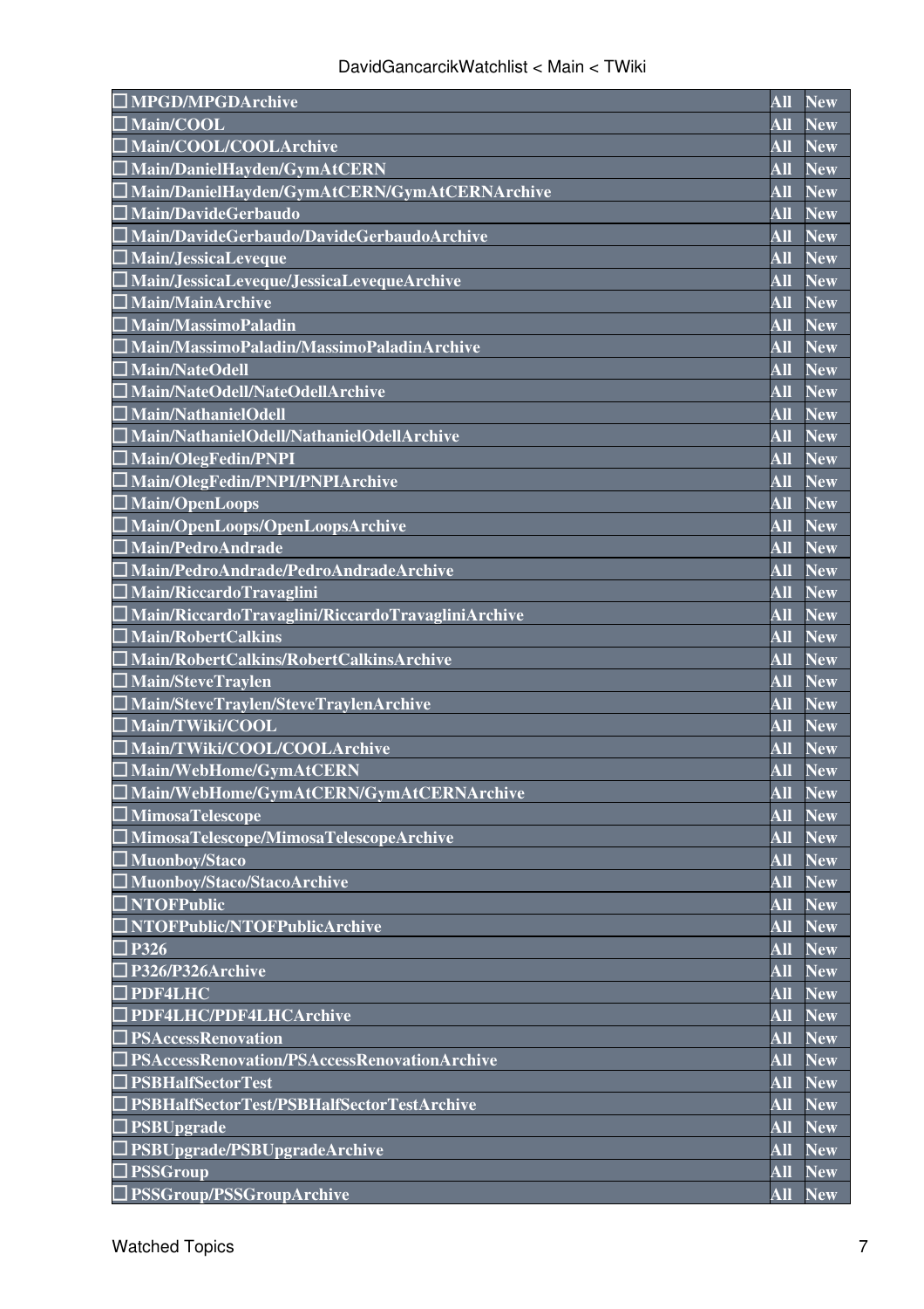| | | |
|---|---|---|
| ☐ MPGD/MPGDArchive | All | New |
| ☐ Main/COOL | All | New |
| ☐ Main/COOL/COOLArchive | All | New |
| ☐ Main/DanielHayden/GymAtCERN | All | New |
| ☐ Main/DanielHayden/GymAtCERN/GymAtCERNArchive | All | New |
| ☐ Main/DavideGerbaudo | All | New |
| ☐ Main/DavideGerbaudo/DavideGerbaudoArchive | All | New |
| ☐ Main/JessicaLeveque | All | New |
| ☐ Main/JessicaLeveque/JessicaLevequeArchive | All | New |
| ☐ Main/MainArchive | All | New |
| ☐ Main/MassimoPaladin | All | New |
| ☐ Main/MassimoPaladin/MassimoPaladinArchive | All | New |
| ☐ Main/NateOdell | All | New |
| ☐ Main/NateOdell/NateOdellArchive | All | New |
| ☐ Main/NathanielOdell | All | New |
| ☐ Main/NathanielOdell/NathanielOdellArchive | All | New |
| ☐ Main/OlegFedin/PNPI | All | New |
| ☐ Main/OlegFedin/PNPI/PNPIArchive | All | New |
| ☐ Main/OpenLoops | All | New |
| ☐ Main/OpenLoops/OpenLoopsArchive | All | New |
| ☐ Main/PedroAndrade | All | New |
| ☐ Main/PedroAndrade/PedroAndradeArchive | All | New |
| ☐ Main/RiccardoTravaglini | All | New |
| ☐ Main/RiccardoTravaglini/RiccardoTravagliniArchive | All | New |
| ☐ Main/RobertCalkins | All | New |
| ☐ Main/RobertCalkins/RobertCalkinsArchive | All | New |
| ☐ Main/SteveTraylen | All | New |
| ☐ Main/SteveTraylen/SteveTraylenArchive | All | New |
| ☐ Main/TWiki/COOL | All | New |
| ☐ Main/TWiki/COOL/COOLArchive | All | New |
| ☐ Main/WebHome/GymAtCERN | All | New |
| ☐ Main/WebHome/GymAtCERN/GymAtCERNArchive | All | New |
| ☐ MimosaTelescope | All | New |
| ☐ MimosaTelescope/MimosaTelescopeArchive | All | New |
| ☐ Muonboy/Staco | All | New |
| ☐ Muonboy/Staco/StacoArchive | All | New |
| ☐ NTOFPublic | All | New |
| ☐ NTOFPublic/NTOFPublicArchive | All | New |
| ☐ P326 | All | New |
| ☐ P326/P326Archive | All | New |
| ☐ PDF4LHC | All | New |
| ☐ PDF4LHC/PDF4LHCArchive | All | New |
| ☐ PSAccessRenovation | All | New |
| ☐ PSAccessRenovation/PSAccessRenovationArchive | All | New |
| ☐ PSBHalfSectorTest | All | New |
| ☐ PSBHalfSectorTest/PSBHalfSectorTestArchive | All | New |
| ☐ PSBUpgrade | All | New |
| ☐ PSBUpgrade/PSBUpgradeArchive | All | New |
| ☐ PSSGroup | All | New |
| ☐ PSSGroup/PSSGroupArchive | All | New |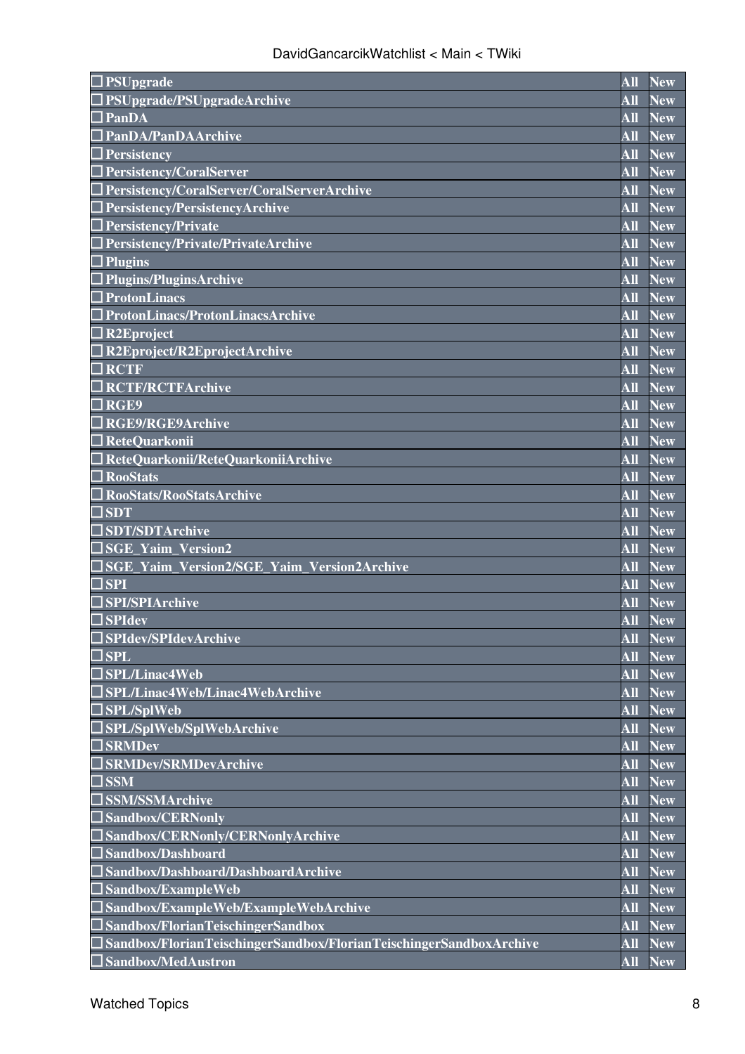| | | |
|---|---|---|
| ☐ PSUpgrade | All | New |
| ☐ PSUpgrade/PSUpgradeArchive | All | New |
| ☐ PanDA | All | New |
| ☐ PanDA/PanDAArchive | All | New |
| ☐ Persistency | All | New |
| ☐ Persistency/CoralServer | All | New |
| ☐ Persistency/CoralServer/CoralServerArchive | All | New |
| ☐ Persistency/PersistencyArchive | All | New |
| ☐ Persistency/Private | All | New |
| ☐ Persistency/Private/PrivateArchive | All | New |
| ☐ Plugins | All | New |
| ☐ Plugins/PluginsArchive | All | New |
| ☐ ProtonLinacs | All | New |
| ☐ ProtonLinacs/ProtonLinacsArchive | All | New |
| ☐ R2Eproject | All | New |
| ☐ R2Eproject/R2EprojectArchive | All | New |
| ☐ RCTF | All | New |
| ☐ RCTF/RCTFArchive | All | New |
| ☐ RGE9 | All | New |
| ☐ RGE9/RGE9Archive | All | New |
| ☐ ReteQuarkonii | All | New |
| ☐ ReteQuarkonii/ReteQuarkoniiArchive | All | New |
| ☐ RooStats | All | New |
| ☐ RooStats/RooStatsArchive | All | New |
| ☐ SDT | All | New |
| ☐ SDT/SDTArchive | All | New |
| ☐ SGE_Yaim_Version2 | All | New |
| ☐ SGE_Yaim_Version2/SGE_Yaim_Version2Archive | All | New |
| ☐ SPI | All | New |
| ☐ SPI/SPIArchive | All | New |
| ☐ SPIdev | All | New |
| ☐ SPIdev/SPIdevArchive | All | New |
| ☐ SPL | All | New |
| ☐ SPL/Linac4Web | All | New |
| ☐ SPL/Linac4Web/Linac4WebArchive | All | New |
| ☐ SPL/SplWeb | All | New |
| ☐ SPL/SplWeb/SplWebArchive | All | New |
| ☐ SRMDev | All | New |
| ☐ SRMDev/SRMDevArchive | All | New |
| ☐ SSM | All | New |
| ☐ SSM/SSMArchive | All | New |
| ☐ Sandbox/CERNonly | All | New |
| ☐ Sandbox/CERNonly/CERNonlyArchive | All | New |
| ☐ Sandbox/Dashboard | All | New |
| ☐ Sandbox/Dashboard/DashboardArchive | All | New |
| ☐ Sandbox/ExampleWeb | All | New |
| ☐ Sandbox/ExampleWeb/ExampleWebArchive | All | New |
| ☐ Sandbox/FlorianTeischingerSandbox | All | New |
| ☐ Sandbox/FlorianTeischingerSandbox/FlorianTeischingerSandboxArchive | All | New |
| ☐ Sandbox/MedAustron | All | New |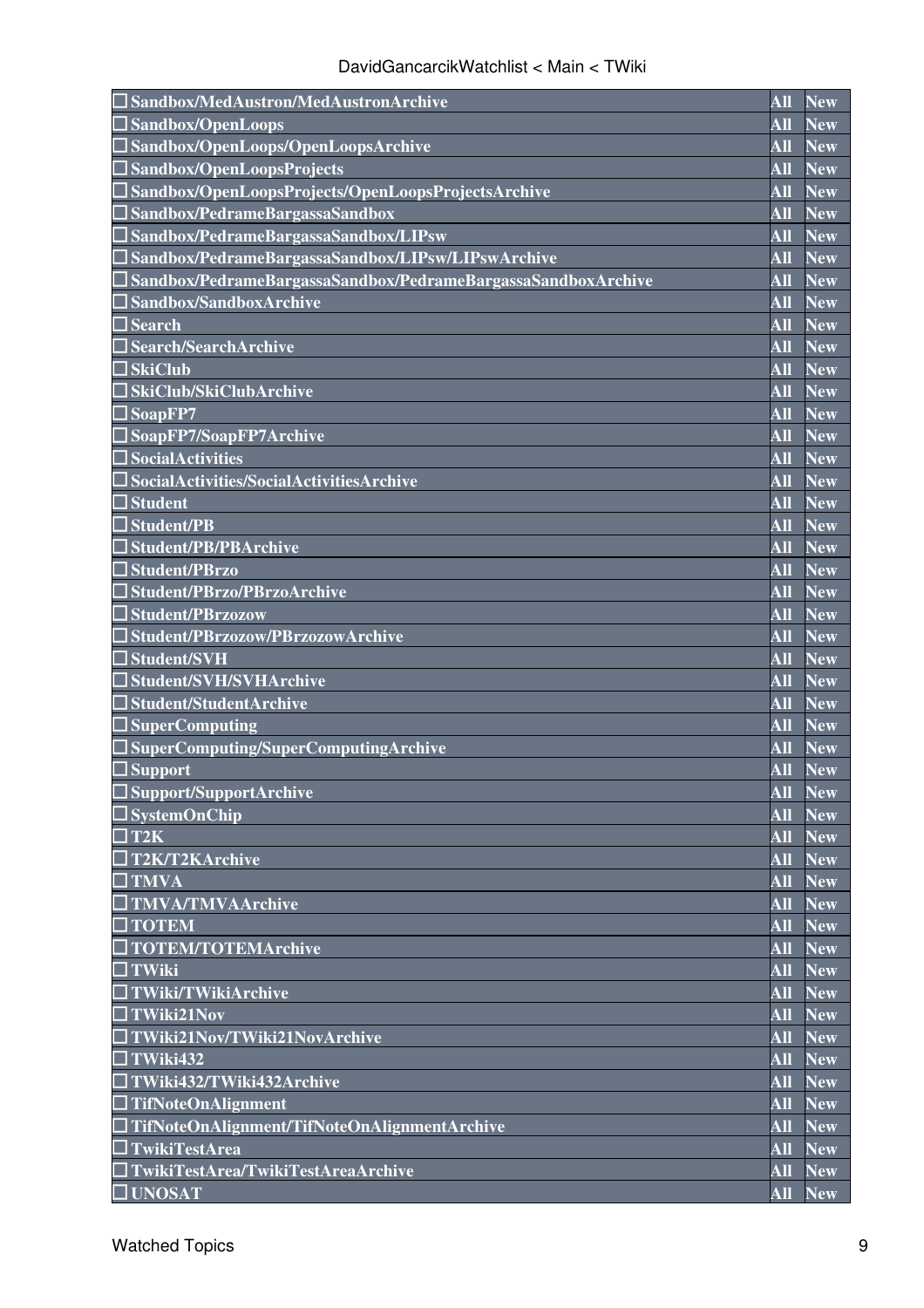| | | |
|---|---|---|
| ☐ Sandbox/MedAustron/MedAustronArchive | All | New |
| ☐ Sandbox/OpenLoops | All | New |
| ☐ Sandbox/OpenLoops/OpenLoopsArchive | All | New |
| ☐ Sandbox/OpenLoopsProjects | All | New |
| ☐ Sandbox/OpenLoopsProjects/OpenLoopsProjectsArchive | All | New |
| ☐ Sandbox/PedrameBargassaSandbox | All | New |
| ☐ Sandbox/PedrameBargassaSandbox/LIPsw | All | New |
| ☐ Sandbox/PedrameBargassaSandbox/LIPsw/LIPswArchive | All | New |
| ☐ Sandbox/PedrameBargassaSandbox/PedrameBargassaSandboxArchive | All | New |
| ☐ Sandbox/SandboxArchive | All | New |
| ☐ Search | All | New |
| ☐ Search/SearchArchive | All | New |
| ☐ SkiClub | All | New |
| ☐ SkiClub/SkiClubArchive | All | New |
| ☐ SoapFP7 | All | New |
| ☐ SoapFP7/SoapFP7Archive | All | New |
| ☐ SocialActivities | All | New |
| ☐ SocialActivities/SocialActivitiesArchive | All | New |
| ☐ Student | All | New |
| ☐ Student/PB | All | New |
| ☐ Student/PB/PBArchive | All | New |
| ☐ Student/PBrzo | All | New |
| ☐ Student/PBrzo/PBrzoArchive | All | New |
| ☐ Student/PBrzozow | All | New |
| ☐ Student/PBrzozow/PBrzozowArchive | All | New |
| ☐ Student/SVH | All | New |
| ☐ Student/SVH/SVHArchive | All | New |
| ☐ Student/StudentArchive | All | New |
| ☐ SuperComputing | All | New |
| ☐ SuperComputing/SuperComputingArchive | All | New |
| ☐ Support | All | New |
| ☐ Support/SupportArchive | All | New |
| ☐ SystemOnChip | All | New |
| ☐ T2K | All | New |
| ☐ T2K/T2KArchive | All | New |
| ☐ TMVA | All | New |
| ☐ TMVA/TMVAArchive | All | New |
| ☐ TOTEM | All | New |
| ☐ TOTEM/TOTEMArchive | All | New |
| ☐ TWiki | All | New |
| ☐ TWiki/TWikiArchive | All | New |
| ☐ TWiki21Nov | All | New |
| ☐ TWiki21Nov/TWiki21NovArchive | All | New |
| ☐ TWiki432 | All | New |
| ☐ TWiki432/TWiki432Archive | All | New |
| ☐ TifNoteOnAlignment | All | New |
| ☐ TifNoteOnAlignment/TifNoteOnAlignmentArchive | All | New |
| ☐ TwikiTestArea | All | New |
| ☐ TwikiTestArea/TwikiTestAreaArchive | All | New |
| ☐ UNOSAT | All | New |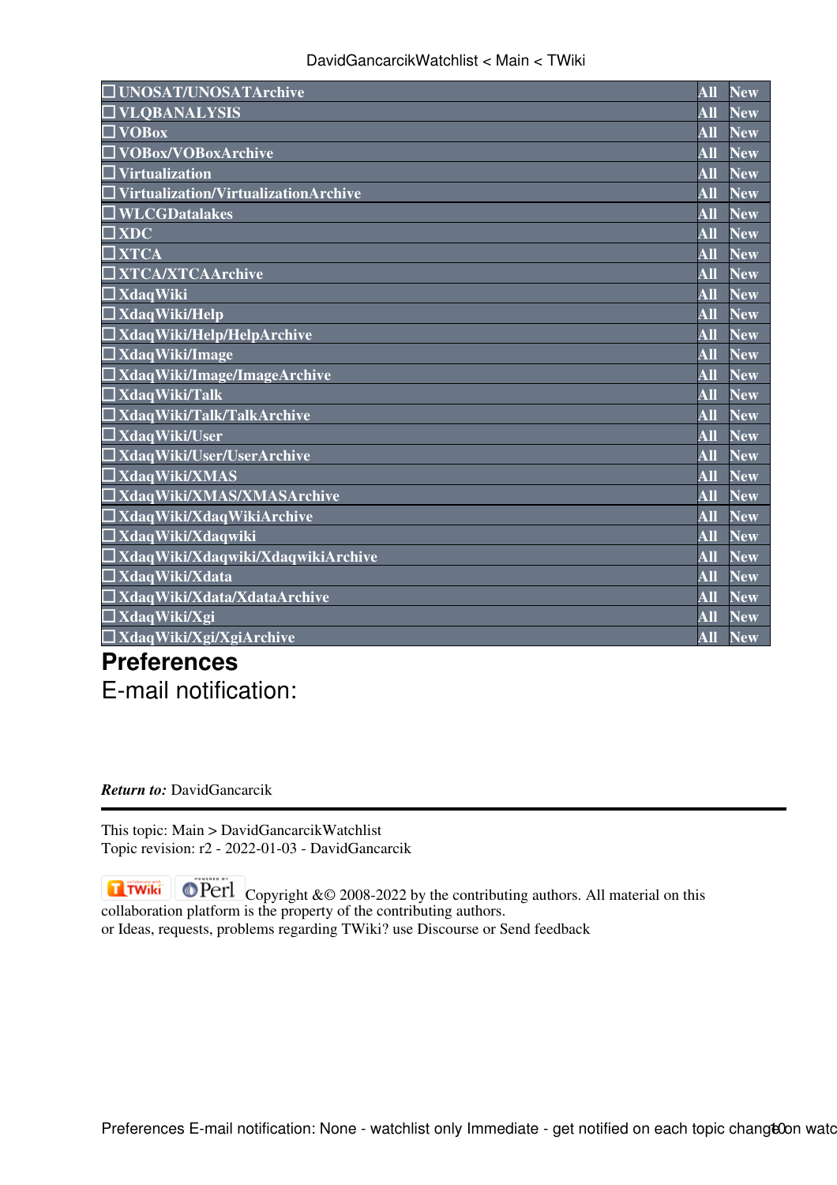| | | |
|---|---|---|
| ☐ UNOSAT/UNOSATArchive | All | New |
| ☐ VLQBANALYSIS | All | New |
| ☐ VOBox | All | New |
| ☐ VOBox/VOBoxArchive | All | New |
| ☐ Virtualization | All | New |
| ☐ Virtualization/VirtualizationArchive | All | New |
| ☐ WLCGDatalakes | All | New |
| ☐ XDC | All | New |
| ☐ XTCA | All | New |
| ☐ XTCA/XTCAArchive | All | New |
| ☐ XdaqWiki | All | New |
| ☐ XdaqWiki/Help | All | New |
| ☐ XdaqWiki/Help/HelpArchive | All | New |
| ☐ XdaqWiki/Image | All | New |
| ☐ XdaqWiki/Image/ImageArchive | All | New |
| ☐ XdaqWiki/Talk | All | New |
| ☐ XdaqWiki/Talk/TalkArchive | All | New |
| ☐ XdaqWiki/User | All | New |
| ☐ XdaqWiki/User/UserArchive | All | New |
| ☐ XdaqWiki/XMAS | All | New |
| ☐ XdaqWiki/XMAS/XMASArchive | All | New |
| ☐ XdaqWiki/XdaqWikiArchive | All | New |
| ☐ XdaqWiki/Xdaqwiki | All | New |
| ☐ XdaqWiki/Xdaqwiki/XdaqwikiArchive | All | New |
| ☐ XdaqWiki/Xdata | All | New |
| ☐ XdaqWiki/Xdata/XdataArchive | All | New |
| ☐ XdaqWiki/Xgi | All | New |
| ☐ XdaqWiki/Xgi/XgiArchive | All | New |

## Preferences

E-mail notification:

***Return to:*** DavidGancarcik

This topic: Main > DavidGancarcikWatchlist
Topic revision: r2 - 2022-01-03 - DavidGancarcik

Copyright &© 2008-2022 by the contributing authors. All material on this collaboration platform is the property of the contributing authors.
or Ideas, requests, problems regarding TWiki? use Discourse or Send feedback

Preferences E-mail notification: None - watchlist only Immediate - get notified on each topic change on watc